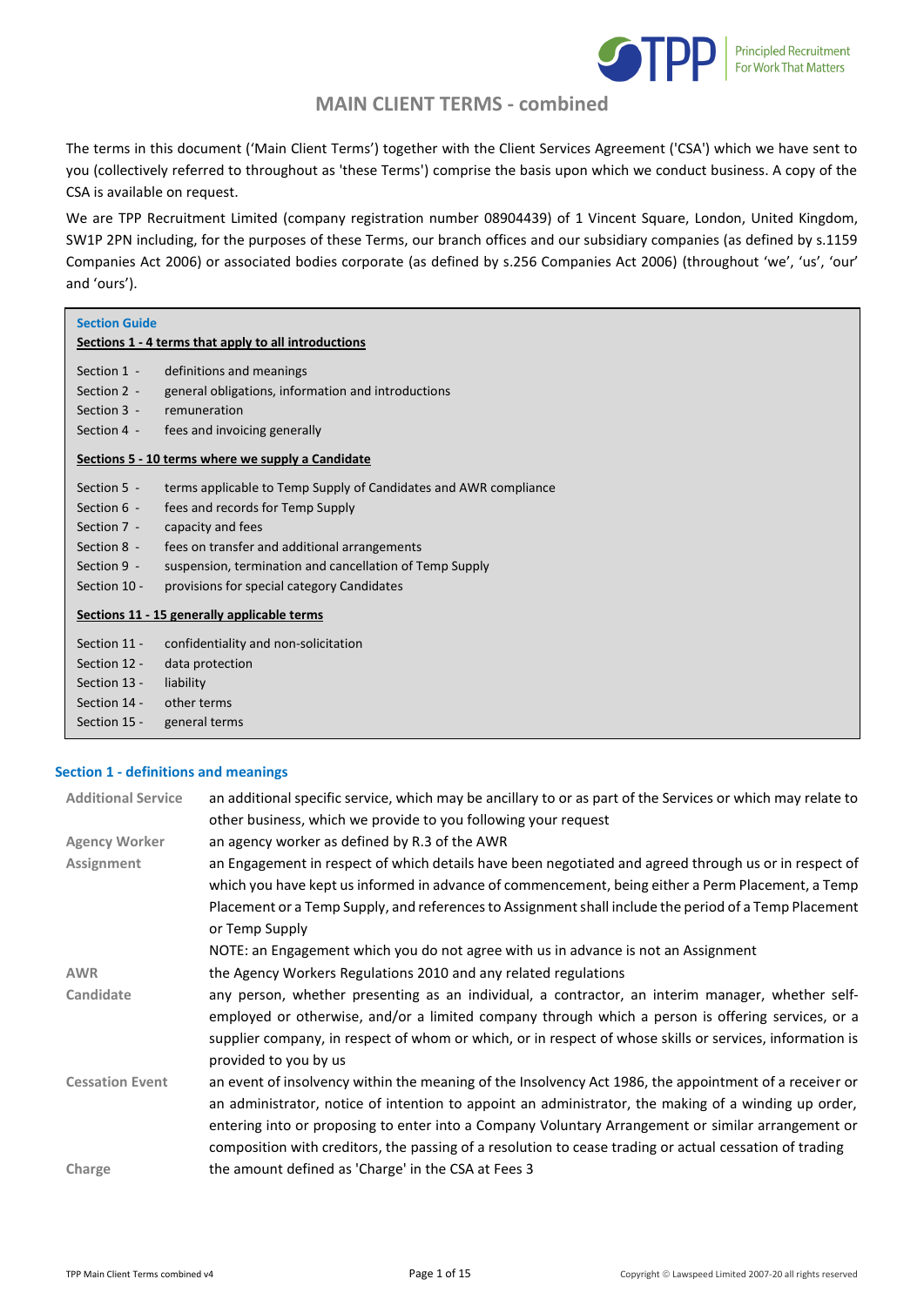# MAIN CLIENT TERMS - combined

The terms in this document ('Main Client Terms') together with the Client Services Agreement ('CSA') which we have sent to you (collectively referred to throughout as 'these Terms') comprise the basis upon which we conduct business. A copy of the CSA is available on request.

We are TPP Recruitment Limited (company registration number 08904439) of 1 Vincent Square, London, United Kingdom, SW1P 2PN including, for the purposes of these Terms, our branch offices and our subsidiary companies (as defined by s.1159 Companies Act 2006) or associated bodies corporate (as defined by s.256 Companies Act 2006) (throughout 'we', 'us', 'our' and 'ours').

**Section Guide**

**Sections 1 - 4 terms that apply to all introductions**

- Section 1 - definitions and meanings
- Section 2 - general obligations, information and introductions
- Section 3 - remuneration
- Section 4 - fees and invoicing generally

**Sections 5 - 10 terms where we supply a Candidate**

- Section 5 - terms applicable to Temp Supply of Candidates and AWR compliance
- Section 6 - fees and records for Temp Supply
- Section 7 - capacity and fees
- Section 8 - fees on transfer and additional arrangements
- Section 9 - suspension, termination and cancellation of Temp Supply
- Section 10 - provisions for special category Candidates

**Sections 11 - 15 generally applicable terms**

- Section 11 - confidentiality and non-solicitation
- Section 12 - data protection
- Section 13 - liability
- Section 14 - other terms
- Section 15 - general terms

## Section 1 - definitions and meanings

| Term | Meaning |
| --- | --- |
| Additional Service | an additional specific service, which may be ancillary to or as part of the Services or which may relate to other business, which we provide to you following your request |
| Agency Worker | an agency worker as defined by R.3 of the AWR |
| Assignment | an Engagement in respect of which details have been negotiated and agreed through us or in respect of which you have kept us informed in advance of commencement, being either a Perm Placement, a Temp Placement or a Temp Supply, and references to Assignment shall include the period of a Temp Placement or Temp Supply<br>NOTE: an Engagement which you do not agree with us in advance is not an Assignment |
| AWR | the Agency Workers Regulations 2010 and any related regulations |
| Candidate | any person, whether presenting as an individual, a contractor, an interim manager, whether self-employed or otherwise, and/or a limited company through which a person is offering services, or a supplier company, in respect of whom or which, or in respect of whose skills or services, information is provided to you by us |
| Cessation Event | an event of insolvency within the meaning of the Insolvency Act 1986, the appointment of a receiver or an administrator, notice of intention to appoint an administrator, the making of a winding up order, entering into or proposing to enter into a Company Voluntary Arrangement or similar arrangement or composition with creditors, the passing of a resolution to cease trading or actual cessation of trading |
| Charge | the amount defined as 'Charge' in the CSA at Fees 3 |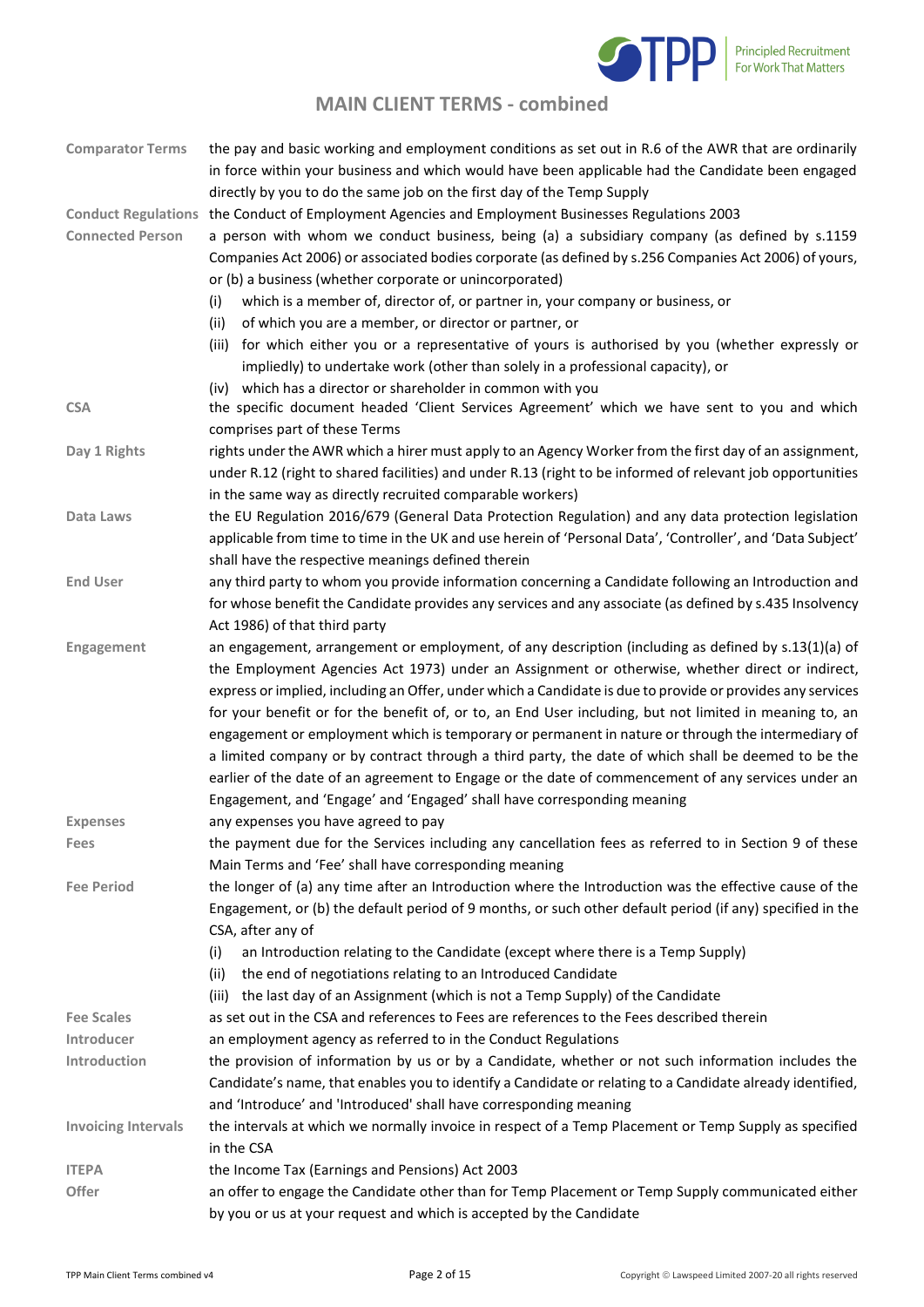## MAIN CLIENT TERMS - combined

| | |
|---|---|
| **Comparator Terms** | the pay and basic working and employment conditions as set out in R.6 of the AWR that are ordinarily in force within your business and which would have been applicable had the Candidate been engaged directly by you to do the same job on the first day of the Temp Supply |
| **Conduct Regulations** | the Conduct of Employment Agencies and Employment Businesses Regulations 2003 |
| **Connected Person** | a person with whom we conduct business, being (a) a subsidiary company (as defined by s.1159 Companies Act 2006) or associated bodies corporate (as defined by s.256 Companies Act 2006) of yours, or (b) a business (whether corporate or unincorporated)<br>(i) which is a member of, director of, or partner in, your company or business, or<br>(ii) of which you are a member, or director or partner, or<br>(iii) for which either you or a representative of yours is authorised by you (whether expressly or impliedly) to undertake work (other than solely in a professional capacity), or<br>(iv) which has a director or shareholder in common with you |
| **CSA** | the specific document headed 'Client Services Agreement' which we have sent to you and which comprises part of these Terms |
| **Day 1 Rights** | rights under the AWR which a hirer must apply to an Agency Worker from the first day of an assignment, under R.12 (right to shared facilities) and under R.13 (right to be informed of relevant job opportunities in the same way as directly recruited comparable workers) |
| **Data Laws** | the EU Regulation 2016/679 (General Data Protection Regulation) and any data protection legislation applicable from time to time in the UK and use herein of 'Personal Data', 'Controller', and 'Data Subject' shall have the respective meanings defined therein |
| **End User** | any third party to whom you provide information concerning a Candidate following an Introduction and for whose benefit the Candidate provides any services and any associate (as defined by s.435 Insolvency Act 1986) of that third party |
| **Engagement** | an engagement, arrangement or employment, of any description (including as defined by s.13(1)(a) of the Employment Agencies Act 1973) under an Assignment or otherwise, whether direct or indirect, express or implied, including an Offer, under which a Candidate is due to provide or provides any services for your benefit or for the benefit of, or to, an End User including, but not limited in meaning to, an engagement or employment which is temporary or permanent in nature or through the intermediary of a limited company or by contract through a third party, the date of which shall be deemed to be the earlier of the date of an agreement to Engage or the date of commencement of any services under an Engagement, and 'Engage' and 'Engaged' shall have corresponding meaning |
| **Expenses** | any expenses you have agreed to pay |
| **Fees** | the payment due for the Services including any cancellation fees as referred to in Section 9 of these Main Terms and 'Fee' shall have corresponding meaning |
| **Fee Period** | the longer of (a) any time after an Introduction where the Introduction was the effective cause of the Engagement, or (b) the default period of 9 months, or such other default period (if any) specified in the CSA, after any of<br>(i) an Introduction relating to the Candidate (except where there is a Temp Supply)<br>(ii) the end of negotiations relating to an Introduced Candidate<br>(iii) the last day of an Assignment (which is not a Temp Supply) of the Candidate |
| **Fee Scales** | as set out in the CSA and references to Fees are references to the Fees described therein |
| **Introducer** | an employment agency as referred to in the Conduct Regulations |
| **Introduction** | the provision of information by us or by a Candidate, whether or not such information includes the Candidate's name, that enables you to identify a Candidate or relating to a Candidate already identified, and 'Introduce' and 'Introduced' shall have corresponding meaning |
| **Invoicing Intervals** | the intervals at which we normally invoice in respect of a Temp Placement or Temp Supply as specified in the CSA |
| **ITEPA** | the Income Tax (Earnings and Pensions) Act 2003 |
| **Offer** | an offer to engage the Candidate other than for Temp Placement or Temp Supply communicated either by you or us at your request and which is accepted by the Candidate |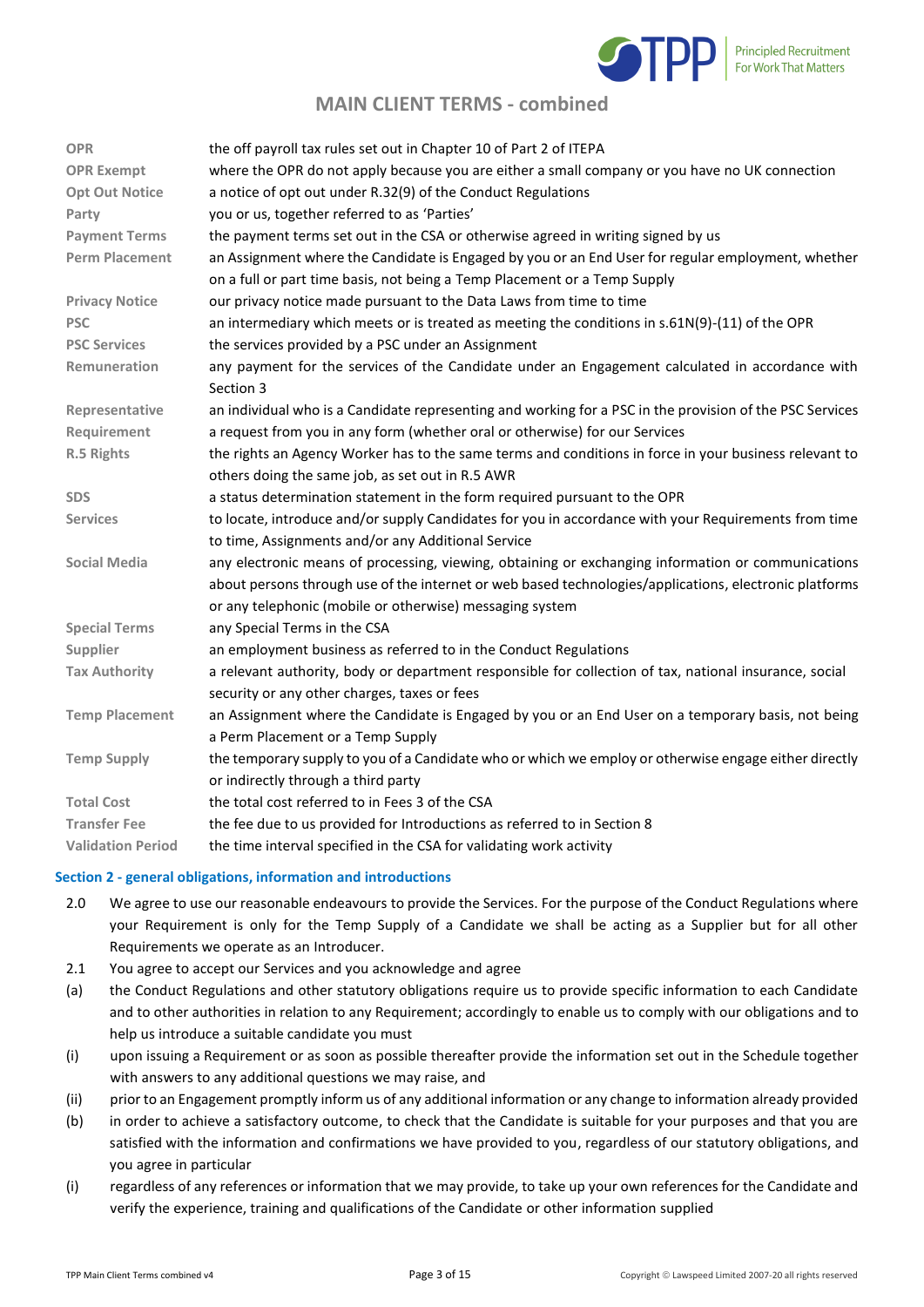# MAIN CLIENT TERMS - combined

| | |
|---|---|
| **OPR** | the off payroll tax rules set out in Chapter 10 of Part 2 of ITEPA |
| **OPR Exempt** | where the OPR do not apply because you are either a small company or you have no UK connection |
| **Opt Out Notice** | a notice of opt out under R.32(9) of the Conduct Regulations |
| **Party** | you or us, together referred to as 'Parties' |
| **Payment Terms** | the payment terms set out in the CSA or otherwise agreed in writing signed by us |
| **Perm Placement** | an Assignment where the Candidate is Engaged by you or an End User for regular employment, whether on a full or part time basis, not being a Temp Placement or a Temp Supply |
| **Privacy Notice** | our privacy notice made pursuant to the Data Laws from time to time |
| **PSC** | an intermediary which meets or is treated as meeting the conditions in s.61N(9)-(11) of the OPR |
| **PSC Services** | the services provided by a PSC under an Assignment |
| **Remuneration** | any payment for the services of the Candidate under an Engagement calculated in accordance with Section 3 |
| **Representative** | an individual who is a Candidate representing and working for a PSC in the provision of the PSC Services |
| **Requirement** | a request from you in any form (whether oral or otherwise) for our Services |
| **R.5 Rights** | the rights an Agency Worker has to the same terms and conditions in force in your business relevant to others doing the same job, as set out in R.5 AWR |
| **SDS** | a status determination statement in the form required pursuant to the OPR |
| **Services** | to locate, introduce and/or supply Candidates for you in accordance with your Requirements from time to time, Assignments and/or any Additional Service |
| **Social Media** | any electronic means of processing, viewing, obtaining or exchanging information or communications about persons through use of the internet or web based technologies/applications, electronic platforms or any telephonic (mobile or otherwise) messaging system |
| **Special Terms** | any Special Terms in the CSA |
| **Supplier** | an employment business as referred to in the Conduct Regulations |
| **Tax Authority** | a relevant authority, body or department responsible for collection of tax, national insurance, social security or any other charges, taxes or fees |
| **Temp Placement** | an Assignment where the Candidate is Engaged by you or an End User on a temporary basis, not being a Perm Placement or a Temp Supply |
| **Temp Supply** | the temporary supply to you of a Candidate who or which we employ or otherwise engage either directly or indirectly through a third party |
| **Total Cost** | the total cost referred to in Fees 3 of the CSA |
| **Transfer Fee** | the fee due to us provided for Introductions as referred to in Section 8 |
| **Validation Period** | the time interval specified in the CSA for validating work activity |

## Section 2 - general obligations, information and introductions

2.0 We agree to use our reasonable endeavours to provide the Services. For the purpose of the Conduct Regulations where your Requirement is only for the Temp Supply of a Candidate we shall be acting as a Supplier but for all other Requirements we operate as an Introducer.

2.1 You agree to accept our Services and you acknowledge and agree

(a) the Conduct Regulations and other statutory obligations require us to provide specific information to each Candidate and to other authorities in relation to any Requirement; accordingly to enable us to comply with our obligations and to help us introduce a suitable candidate you must

(i) upon issuing a Requirement or as soon as possible thereafter provide the information set out in the Schedule together with answers to any additional questions we may raise, and

(ii) prior to an Engagement promptly inform us of any additional information or any change to information already provided

(b) in order to achieve a satisfactory outcome, to check that the Candidate is suitable for your purposes and that you are satisfied with the information and confirmations we have provided to you, regardless of our statutory obligations, and you agree in particular

(i) regardless of any references or information that we may provide, to take up your own references for the Candidate and verify the experience, training and qualifications of the Candidate or other information supplied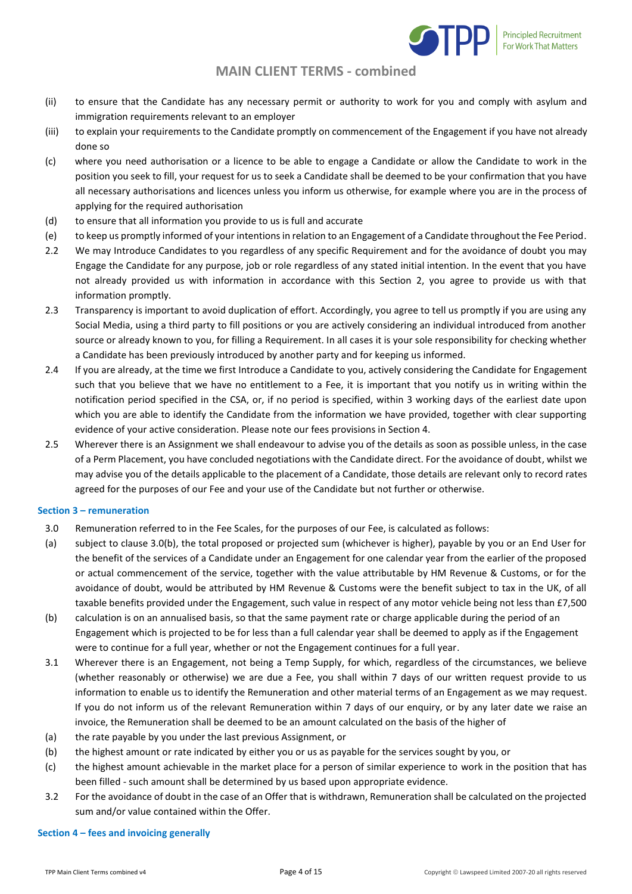(ii) to ensure that the Candidate has any necessary permit or authority to work for you and comply with asylum and immigration requirements relevant to an employer

(iii) to explain your requirements to the Candidate promptly on commencement of the Engagement if you have not already done so

(c) where you need authorisation or a licence to be able to engage a Candidate or allow the Candidate to work in the position you seek to fill, your request for us to seek a Candidate shall be deemed to be your confirmation that you have all necessary authorisations and licences unless you inform us otherwise, for example where you are in the process of applying for the required authorisation

(d) to ensure that all information you provide to us is full and accurate

(e) to keep us promptly informed of your intentions in relation to an Engagement of a Candidate throughout the Fee Period.

2.2 We may Introduce Candidates to you regardless of any specific Requirement and for the avoidance of doubt you may Engage the Candidate for any purpose, job or role regardless of any stated initial intention. In the event that you have not already provided us with information in accordance with this Section 2, you agree to provide us with that information promptly.

2.3 Transparency is important to avoid duplication of effort. Accordingly, you agree to tell us promptly if you are using any Social Media, using a third party to fill positions or you are actively considering an individual introduced from another source or already known to you, for filling a Requirement. In all cases it is your sole responsibility for checking whether a Candidate has been previously introduced by another party and for keeping us informed.

2.4 If you are already, at the time we first Introduce a Candidate to you, actively considering the Candidate for Engagement such that you believe that we have no entitlement to a Fee, it is important that you notify us in writing within the notification period specified in the CSA, or, if no period is specified, within 3 working days of the earliest date upon which you are able to identify the Candidate from the information we have provided, together with clear supporting evidence of your active consideration. Please note our fees provisions in Section 4.

2.5 Wherever there is an Assignment we shall endeavour to advise you of the details as soon as possible unless, in the case of a Perm Placement, you have concluded negotiations with the Candidate direct. For the avoidance of doubt, whilst we may advise you of the details applicable to the placement of a Candidate, those details are relevant only to record rates agreed for the purposes of our Fee and your use of the Candidate but not further or otherwise.

### Section 3 – remuneration

3.0 Remuneration referred to in the Fee Scales, for the purposes of our Fee, is calculated as follows:

(a) subject to clause 3.0(b), the total proposed or projected sum (whichever is higher), payable by you or an End User for the benefit of the services of a Candidate under an Engagement for one calendar year from the earlier of the proposed or actual commencement of the service, together with the value attributable by HM Revenue & Customs, or for the avoidance of doubt, would be attributed by HM Revenue & Customs were the benefit subject to tax in the UK, of all taxable benefits provided under the Engagement, such value in respect of any motor vehicle being not less than £7,500

(b) calculation is on an annualised basis, so that the same payment rate or charge applicable during the period of an Engagement which is projected to be for less than a full calendar year shall be deemed to apply as if the Engagement were to continue for a full year, whether or not the Engagement continues for a full year.

3.1 Wherever there is an Engagement, not being a Temp Supply, for which, regardless of the circumstances, we believe (whether reasonably or otherwise) we are due a Fee, you shall within 7 days of our written request provide to us information to enable us to identify the Remuneration and other material terms of an Engagement as we may request. If you do not inform us of the relevant Remuneration within 7 days of our enquiry, or by any later date we raise an invoice, the Remuneration shall be deemed to be an amount calculated on the basis of the higher of

(a) the rate payable by you under the last previous Assignment, or

(b) the highest amount or rate indicated by either you or us as payable for the services sought by you, or

(c) the highest amount achievable in the market place for a person of similar experience to work in the position that has been filled - such amount shall be determined by us based upon appropriate evidence.

3.2 For the avoidance of doubt in the case of an Offer that is withdrawn, Remuneration shall be calculated on the projected sum and/or value contained within the Offer.

### Section 4 – fees and invoicing generally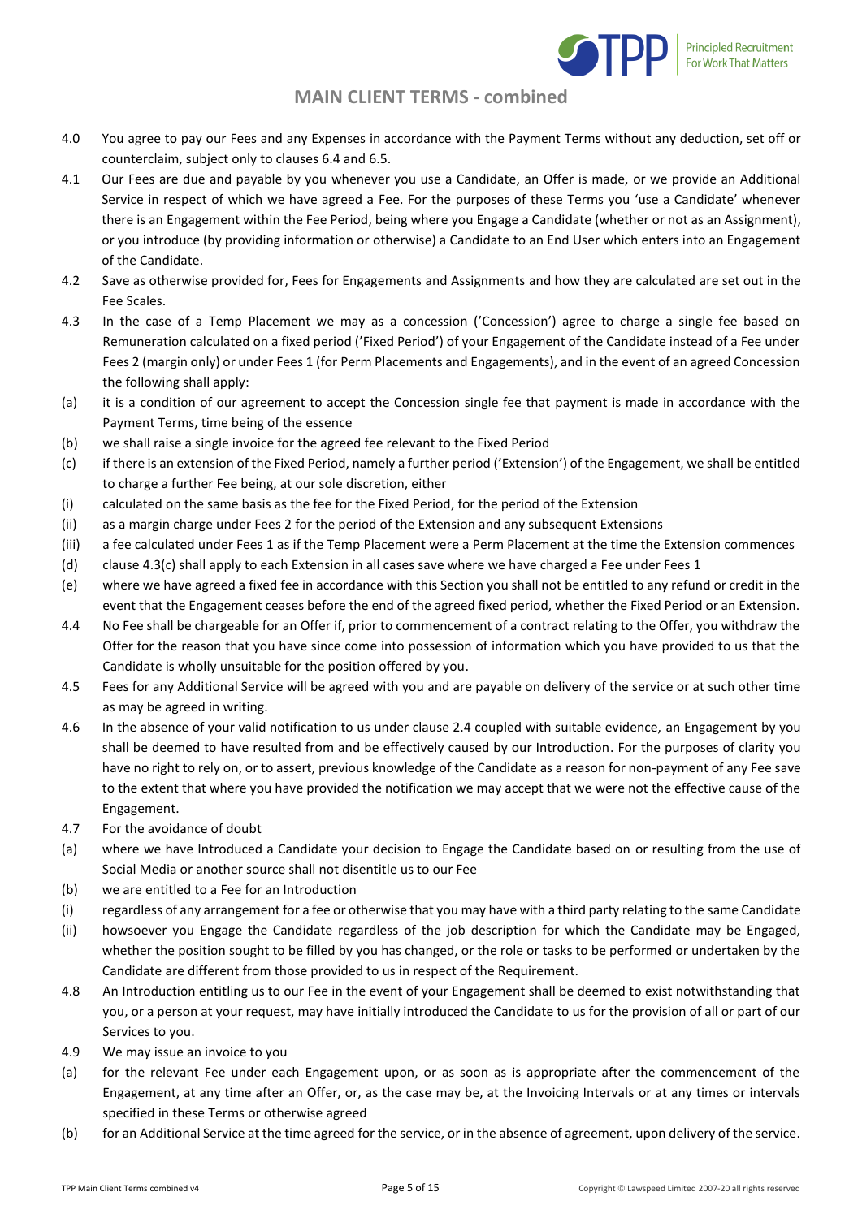4.0 You agree to pay our Fees and any Expenses in accordance with the Payment Terms without any deduction, set off or counterclaim, subject only to clauses 6.4 and 6.5.

4.1 Our Fees are due and payable by you whenever you use a Candidate, an Offer is made, or we provide an Additional Service in respect of which we have agreed a Fee. For the purposes of these Terms you 'use a Candidate' whenever there is an Engagement within the Fee Period, being where you Engage a Candidate (whether or not as an Assignment), or you introduce (by providing information or otherwise) a Candidate to an End User which enters into an Engagement of the Candidate.

4.2 Save as otherwise provided for, Fees for Engagements and Assignments and how they are calculated are set out in the Fee Scales.

4.3 In the case of a Temp Placement we may as a concession ('Concession') agree to charge a single fee based on Remuneration calculated on a fixed period ('Fixed Period') of your Engagement of the Candidate instead of a Fee under Fees 2 (margin only) or under Fees 1 (for Perm Placements and Engagements), and in the event of an agreed Concession the following shall apply:

(a) it is a condition of our agreement to accept the Concession single fee that payment is made in accordance with the Payment Terms, time being of the essence

(b) we shall raise a single invoice for the agreed fee relevant to the Fixed Period

(c) if there is an extension of the Fixed Period, namely a further period ('Extension') of the Engagement, we shall be entitled to charge a further Fee being, at our sole discretion, either

(i) calculated on the same basis as the fee for the Fixed Period, for the period of the Extension

(ii) as a margin charge under Fees 2 for the period of the Extension and any subsequent Extensions

(iii) a fee calculated under Fees 1 as if the Temp Placement were a Perm Placement at the time the Extension commences

(d) clause 4.3(c) shall apply to each Extension in all cases save where we have charged a Fee under Fees 1

(e) where we have agreed a fixed fee in accordance with this Section you shall not be entitled to any refund or credit in the event that the Engagement ceases before the end of the agreed fixed period, whether the Fixed Period or an Extension.

4.4 No Fee shall be chargeable for an Offer if, prior to commencement of a contract relating to the Offer, you withdraw the Offer for the reason that you have since come into possession of information which you have provided to us that the Candidate is wholly unsuitable for the position offered by you.

4.5 Fees for any Additional Service will be agreed with you and are payable on delivery of the service or at such other time as may be agreed in writing.

4.6 In the absence of your valid notification to us under clause 2.4 coupled with suitable evidence, an Engagement by you shall be deemed to have resulted from and be effectively caused by our Introduction. For the purposes of clarity you have no right to rely on, or to assert, previous knowledge of the Candidate as a reason for non-payment of any Fee save to the extent that where you have provided the notification we may accept that we were not the effective cause of the Engagement.

4.7 For the avoidance of doubt

(a) where we have Introduced a Candidate your decision to Engage the Candidate based on or resulting from the use of Social Media or another source shall not disentitle us to our Fee

(b) we are entitled to a Fee for an Introduction

(i) regardless of any arrangement for a fee or otherwise that you may have with a third party relating to the same Candidate

(ii) howsoever you Engage the Candidate regardless of the job description for which the Candidate may be Engaged, whether the position sought to be filled by you has changed, or the role or tasks to be performed or undertaken by the Candidate are different from those provided to us in respect of the Requirement.

4.8 An Introduction entitling us to our Fee in the event of your Engagement shall be deemed to exist notwithstanding that you, or a person at your request, may have initially introduced the Candidate to us for the provision of all or part of our Services to you.

4.9 We may issue an invoice to you

(a) for the relevant Fee under each Engagement upon, or as soon as is appropriate after the commencement of the Engagement, at any time after an Offer, or, as the case may be, at the Invoicing Intervals or at any times or intervals specified in these Terms or otherwise agreed

(b) for an Additional Service at the time agreed for the service, or in the absence of agreement, upon delivery of the service.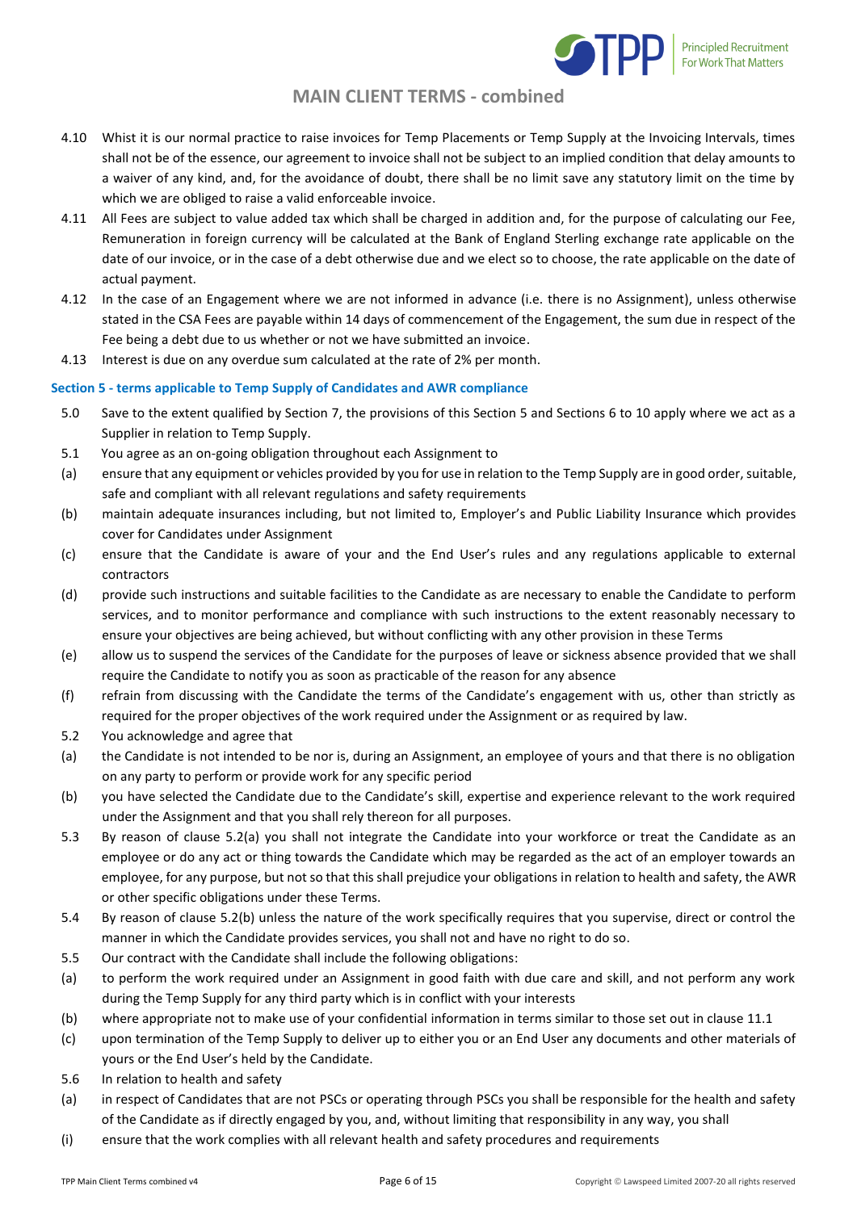4.10 Whist it is our normal practice to raise invoices for Temp Placements or Temp Supply at the Invoicing Intervals, times shall not be of the essence, our agreement to invoice shall not be subject to an implied condition that delay amounts to a waiver of any kind, and, for the avoidance of doubt, there shall be no limit save any statutory limit on the time by which we are obliged to raise a valid enforceable invoice.

4.11 All Fees are subject to value added tax which shall be charged in addition and, for the purpose of calculating our Fee, Remuneration in foreign currency will be calculated at the Bank of England Sterling exchange rate applicable on the date of our invoice, or in the case of a debt otherwise due and we elect so to choose, the rate applicable on the date of actual payment.

4.12 In the case of an Engagement where we are not informed in advance (i.e. there is no Assignment), unless otherwise stated in the CSA Fees are payable within 14 days of commencement of the Engagement, the sum due in respect of the Fee being a debt due to us whether or not we have submitted an invoice.

4.13 Interest is due on any overdue sum calculated at the rate of 2% per month.

### Section 5 - terms applicable to Temp Supply of Candidates and AWR compliance

5.0 Save to the extent qualified by Section 7, the provisions of this Section 5 and Sections 6 to 10 apply where we act as a Supplier in relation to Temp Supply.

5.1 You agree as an on-going obligation throughout each Assignment to

(a) ensure that any equipment or vehicles provided by you for use in relation to the Temp Supply are in good order, suitable, safe and compliant with all relevant regulations and safety requirements

(b) maintain adequate insurances including, but not limited to, Employer's and Public Liability Insurance which provides cover for Candidates under Assignment

(c) ensure that the Candidate is aware of your and the End User's rules and any regulations applicable to external contractors

(d) provide such instructions and suitable facilities to the Candidate as are necessary to enable the Candidate to perform services, and to monitor performance and compliance with such instructions to the extent reasonably necessary to ensure your objectives are being achieved, but without conflicting with any other provision in these Terms

(e) allow us to suspend the services of the Candidate for the purposes of leave or sickness absence provided that we shall require the Candidate to notify you as soon as practicable of the reason for any absence

(f) refrain from discussing with the Candidate the terms of the Candidate's engagement with us, other than strictly as required for the proper objectives of the work required under the Assignment or as required by law.

5.2 You acknowledge and agree that

(a) the Candidate is not intended to be nor is, during an Assignment, an employee of yours and that there is no obligation on any party to perform or provide work for any specific period

(b) you have selected the Candidate due to the Candidate's skill, expertise and experience relevant to the work required under the Assignment and that you shall rely thereon for all purposes.

5.3 By reason of clause 5.2(a) you shall not integrate the Candidate into your workforce or treat the Candidate as an employee or do any act or thing towards the Candidate which may be regarded as the act of an employer towards an employee, for any purpose, but not so that this shall prejudice your obligations in relation to health and safety, the AWR or other specific obligations under these Terms.

5.4 By reason of clause 5.2(b) unless the nature of the work specifically requires that you supervise, direct or control the manner in which the Candidate provides services, you shall not and have no right to do so.

5.5 Our contract with the Candidate shall include the following obligations:

(a) to perform the work required under an Assignment in good faith with due care and skill, and not perform any work during the Temp Supply for any third party which is in conflict with your interests

(b) where appropriate not to make use of your confidential information in terms similar to those set out in clause 11.1

(c) upon termination of the Temp Supply to deliver up to either you or an End User any documents and other materials of yours or the End User's held by the Candidate.

5.6 In relation to health and safety

(a) in respect of Candidates that are not PSCs or operating through PSCs you shall be responsible for the health and safety of the Candidate as if directly engaged by you, and, without limiting that responsibility in any way, you shall

(i) ensure that the work complies with all relevant health and safety procedures and requirements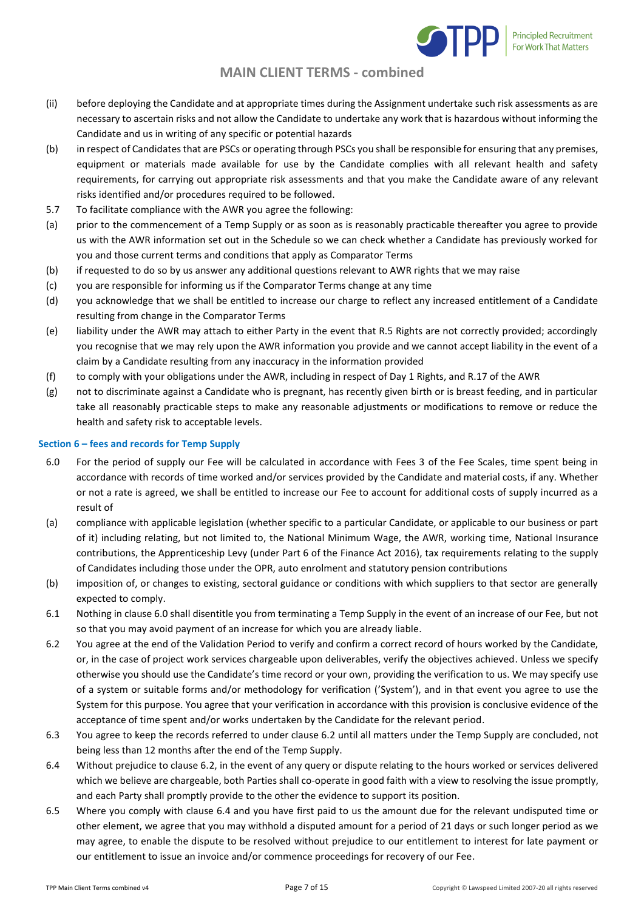(ii) before deploying the Candidate and at appropriate times during the Assignment undertake such risk assessments as are necessary to ascertain risks and not allow the Candidate to undertake any work that is hazardous without informing the Candidate and us in writing of any specific or potential hazards

(b) in respect of Candidates that are PSCs or operating through PSCs you shall be responsible for ensuring that any premises, equipment or materials made available for use by the Candidate complies with all relevant health and safety requirements, for carrying out appropriate risk assessments and that you make the Candidate aware of any relevant risks identified and/or procedures required to be followed.

5.7 To facilitate compliance with the AWR you agree the following:

(a) prior to the commencement of a Temp Supply or as soon as is reasonably practicable thereafter you agree to provide us with the AWR information set out in the Schedule so we can check whether a Candidate has previously worked for you and those current terms and conditions that apply as Comparator Terms

(b) if requested to do so by us answer any additional questions relevant to AWR rights that we may raise

(c) you are responsible for informing us if the Comparator Terms change at any time

(d) you acknowledge that we shall be entitled to increase our charge to reflect any increased entitlement of a Candidate resulting from change in the Comparator Terms

(e) liability under the AWR may attach to either Party in the event that R.5 Rights are not correctly provided; accordingly you recognise that we may rely upon the AWR information you provide and we cannot accept liability in the event of a claim by a Candidate resulting from any inaccuracy in the information provided

(f) to comply with your obligations under the AWR, including in respect of Day 1 Rights, and R.17 of the AWR

(g) not to discriminate against a Candidate who is pregnant, has recently given birth or is breast feeding, and in particular take all reasonably practicable steps to make any reasonable adjustments or modifications to remove or reduce the health and safety risk to acceptable levels.

### Section 6 – fees and records for Temp Supply

6.0 For the period of supply our Fee will be calculated in accordance with Fees 3 of the Fee Scales, time spent being in accordance with records of time worked and/or services provided by the Candidate and material costs, if any. Whether or not a rate is agreed, we shall be entitled to increase our Fee to account for additional costs of supply incurred as a result of

(a) compliance with applicable legislation (whether specific to a particular Candidate, or applicable to our business or part of it) including relating, but not limited to, the National Minimum Wage, the AWR, working time, National Insurance contributions, the Apprenticeship Levy (under Part 6 of the Finance Act 2016), tax requirements relating to the supply of Candidates including those under the OPR, auto enrolment and statutory pension contributions

(b) imposition of, or changes to existing, sectoral guidance or conditions with which suppliers to that sector are generally expected to comply.

6.1 Nothing in clause 6.0 shall disentitle you from terminating a Temp Supply in the event of an increase of our Fee, but not so that you may avoid payment of an increase for which you are already liable.

6.2 You agree at the end of the Validation Period to verify and confirm a correct record of hours worked by the Candidate, or, in the case of project work services chargeable upon deliverables, verify the objectives achieved. Unless we specify otherwise you should use the Candidate's time record or your own, providing the verification to us. We may specify use of a system or suitable forms and/or methodology for verification ('System'), and in that event you agree to use the System for this purpose. You agree that your verification in accordance with this provision is conclusive evidence of the acceptance of time spent and/or works undertaken by the Candidate for the relevant period.

6.3 You agree to keep the records referred to under clause 6.2 until all matters under the Temp Supply are concluded, not being less than 12 months after the end of the Temp Supply.

6.4 Without prejudice to clause 6.2, in the event of any query or dispute relating to the hours worked or services delivered which we believe are chargeable, both Parties shall co-operate in good faith with a view to resolving the issue promptly, and each Party shall promptly provide to the other the evidence to support its position.

6.5 Where you comply with clause 6.4 and you have first paid to us the amount due for the relevant undisputed time or other element, we agree that you may withhold a disputed amount for a period of 21 days or such longer period as we may agree, to enable the dispute to be resolved without prejudice to our entitlement to interest for late payment or our entitlement to issue an invoice and/or commence proceedings for recovery of our Fee.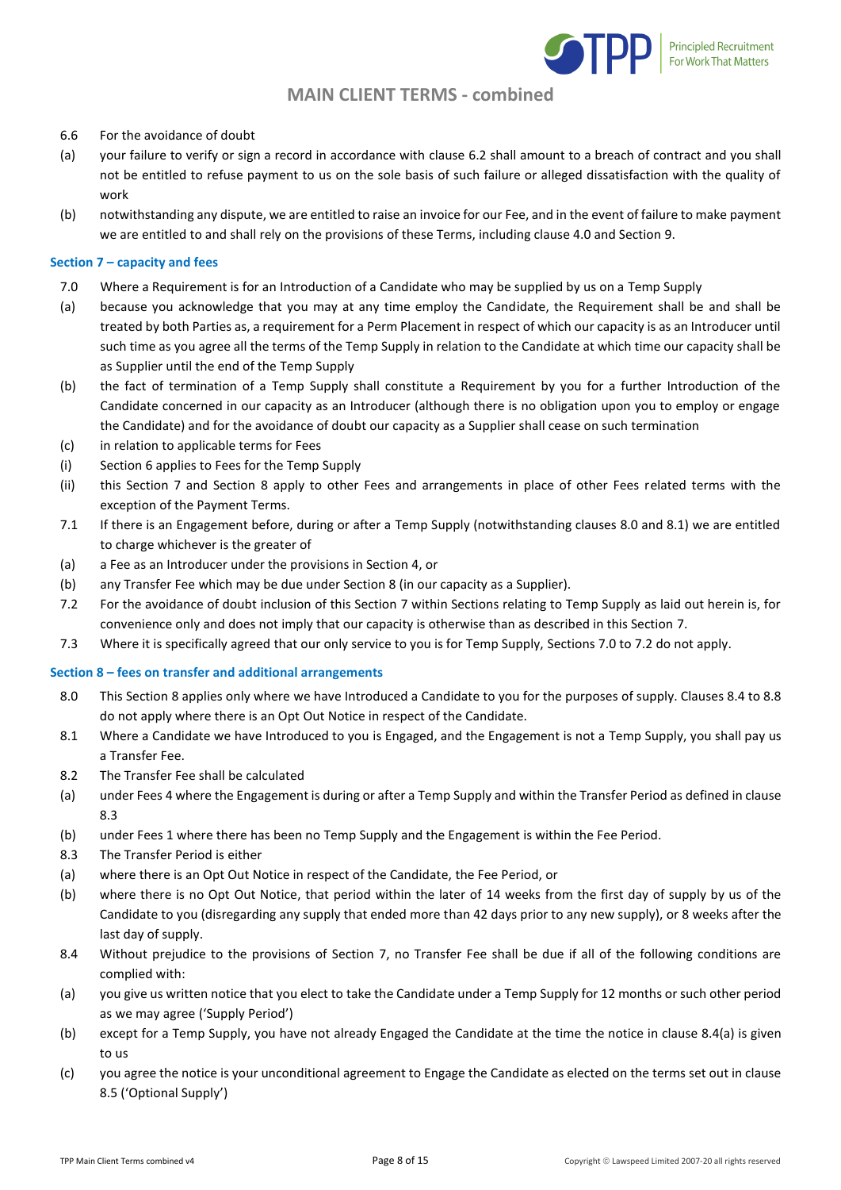6.6 For the avoidance of doubt

(a) your failure to verify or sign a record in accordance with clause 6.2 shall amount to a breach of contract and you shall not be entitled to refuse payment to us on the sole basis of such failure or alleged dissatisfaction with the quality of work

(b) notwithstanding any dispute, we are entitled to raise an invoice for our Fee, and in the event of failure to make payment we are entitled to and shall rely on the provisions of these Terms, including clause 4.0 and Section 9.

### Section 7 – capacity and fees

7.0 Where a Requirement is for an Introduction of a Candidate who may be supplied by us on a Temp Supply

(a) because you acknowledge that you may at any time employ the Candidate, the Requirement shall be and shall be treated by both Parties as, a requirement for a Perm Placement in respect of which our capacity is as an Introducer until such time as you agree all the terms of the Temp Supply in relation to the Candidate at which time our capacity shall be as Supplier until the end of the Temp Supply

(b) the fact of termination of a Temp Supply shall constitute a Requirement by you for a further Introduction of the Candidate concerned in our capacity as an Introducer (although there is no obligation upon you to employ or engage the Candidate) and for the avoidance of doubt our capacity as a Supplier shall cease on such termination

(c) in relation to applicable terms for Fees

(i) Section 6 applies to Fees for the Temp Supply

(ii) this Section 7 and Section 8 apply to other Fees and arrangements in place of other Fees related terms with the exception of the Payment Terms.

7.1 If there is an Engagement before, during or after a Temp Supply (notwithstanding clauses 8.0 and 8.1) we are entitled to charge whichever is the greater of

(a) a Fee as an Introducer under the provisions in Section 4, or

(b) any Transfer Fee which may be due under Section 8 (in our capacity as a Supplier).

7.2 For the avoidance of doubt inclusion of this Section 7 within Sections relating to Temp Supply as laid out herein is, for convenience only and does not imply that our capacity is otherwise than as described in this Section 7.

7.3 Where it is specifically agreed that our only service to you is for Temp Supply, Sections 7.0 to 7.2 do not apply.

### Section 8 – fees on transfer and additional arrangements

8.0 This Section 8 applies only where we have Introduced a Candidate to you for the purposes of supply. Clauses 8.4 to 8.8 do not apply where there is an Opt Out Notice in respect of the Candidate.

8.1 Where a Candidate we have Introduced to you is Engaged, and the Engagement is not a Temp Supply, you shall pay us a Transfer Fee.

8.2 The Transfer Fee shall be calculated

(a) under Fees 4 where the Engagement is during or after a Temp Supply and within the Transfer Period as defined in clause 8.3

(b) under Fees 1 where there has been no Temp Supply and the Engagement is within the Fee Period.

8.3 The Transfer Period is either

(a) where there is an Opt Out Notice in respect of the Candidate, the Fee Period, or

(b) where there is no Opt Out Notice, that period within the later of 14 weeks from the first day of supply by us of the Candidate to you (disregarding any supply that ended more than 42 days prior to any new supply), or 8 weeks after the last day of supply.

8.4 Without prejudice to the provisions of Section 7, no Transfer Fee shall be due if all of the following conditions are complied with:

(a) you give us written notice that you elect to take the Candidate under a Temp Supply for 12 months or such other period as we may agree ('Supply Period')

(b) except for a Temp Supply, you have not already Engaged the Candidate at the time the notice in clause 8.4(a) is given to us

(c) you agree the notice is your unconditional agreement to Engage the Candidate as elected on the terms set out in clause 8.5 ('Optional Supply')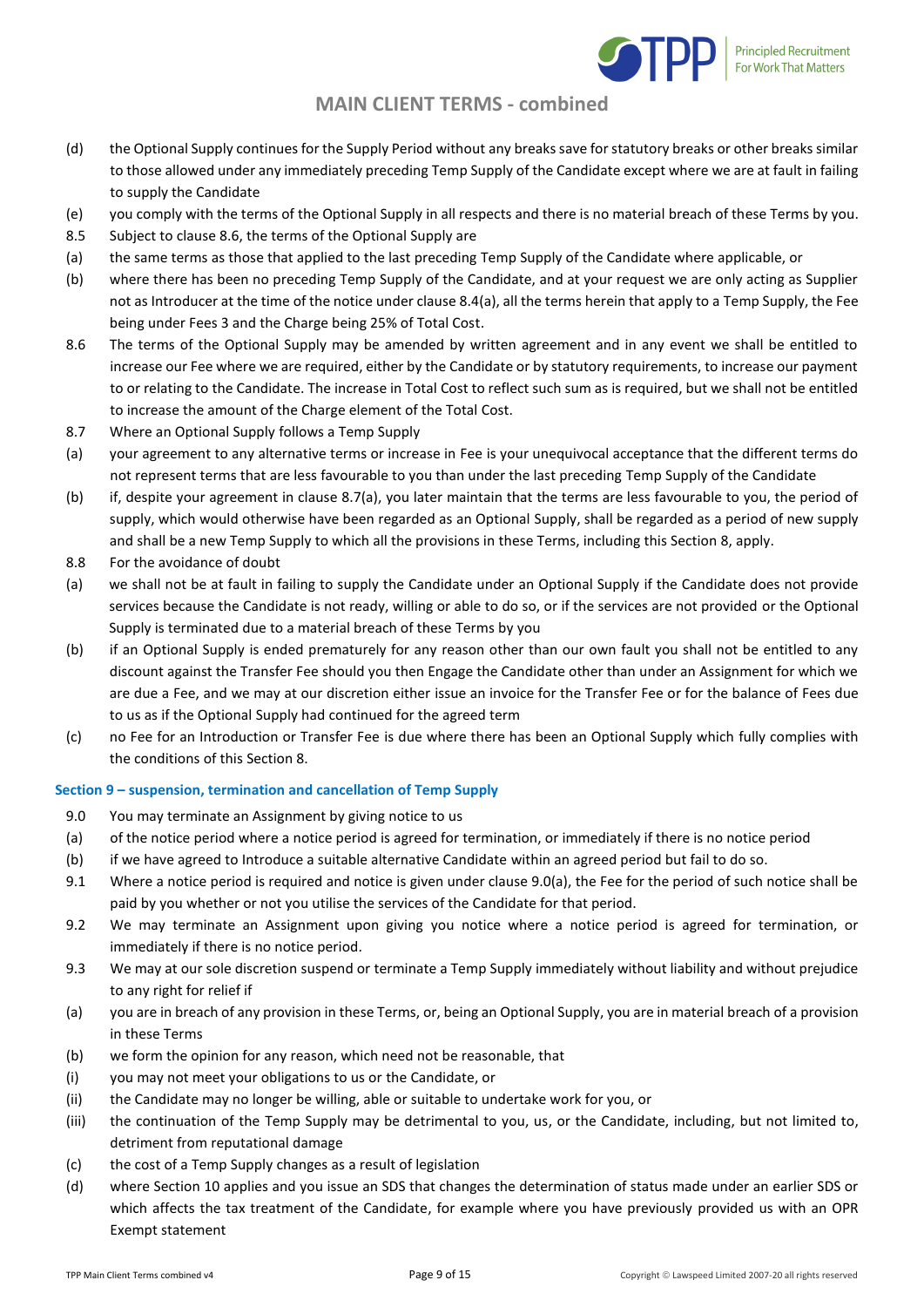(d) the Optional Supply continues for the Supply Period without any breaks save for statutory breaks or other breaks similar to those allowed under any immediately preceding Temp Supply of the Candidate except where we are at fault in failing to supply the Candidate

(e) you comply with the terms of the Optional Supply in all respects and there is no material breach of these Terms by you.

8.5 Subject to clause 8.6, the terms of the Optional Supply are

(a) the same terms as those that applied to the last preceding Temp Supply of the Candidate where applicable, or

(b) where there has been no preceding Temp Supply of the Candidate, and at your request we are only acting as Supplier not as Introducer at the time of the notice under clause 8.4(a), all the terms herein that apply to a Temp Supply, the Fee being under Fees 3 and the Charge being 25% of Total Cost.

8.6 The terms of the Optional Supply may be amended by written agreement and in any event we shall be entitled to increase our Fee where we are required, either by the Candidate or by statutory requirements, to increase our payment to or relating to the Candidate. The increase in Total Cost to reflect such sum as is required, but we shall not be entitled to increase the amount of the Charge element of the Total Cost.

8.7 Where an Optional Supply follows a Temp Supply

(a) your agreement to any alternative terms or increase in Fee is your unequivocal acceptance that the different terms do not represent terms that are less favourable to you than under the last preceding Temp Supply of the Candidate

(b) if, despite your agreement in clause 8.7(a), you later maintain that the terms are less favourable to you, the period of supply, which would otherwise have been regarded as an Optional Supply, shall be regarded as a period of new supply and shall be a new Temp Supply to which all the provisions in these Terms, including this Section 8, apply.

8.8 For the avoidance of doubt

(a) we shall not be at fault in failing to supply the Candidate under an Optional Supply if the Candidate does not provide services because the Candidate is not ready, willing or able to do so, or if the services are not provided or the Optional Supply is terminated due to a material breach of these Terms by you

(b) if an Optional Supply is ended prematurely for any reason other than our own fault you shall not be entitled to any discount against the Transfer Fee should you then Engage the Candidate other than under an Assignment for which we are due a Fee, and we may at our discretion either issue an invoice for the Transfer Fee or for the balance of Fees due to us as if the Optional Supply had continued for the agreed term

(c) no Fee for an Introduction or Transfer Fee is due where there has been an Optional Supply which fully complies with the conditions of this Section 8.

### Section 9 – suspension, termination and cancellation of Temp Supply

9.0 You may terminate an Assignment by giving notice to us

(a) of the notice period where a notice period is agreed for termination, or immediately if there is no notice period

(b) if we have agreed to Introduce a suitable alternative Candidate within an agreed period but fail to do so.

9.1 Where a notice period is required and notice is given under clause 9.0(a), the Fee for the period of such notice shall be paid by you whether or not you utilise the services of the Candidate for that period.

9.2 We may terminate an Assignment upon giving you notice where a notice period is agreed for termination, or immediately if there is no notice period.

9.3 We may at our sole discretion suspend or terminate a Temp Supply immediately without liability and without prejudice to any right for relief if

(a) you are in breach of any provision in these Terms, or, being an Optional Supply, you are in material breach of a provision in these Terms

(b) we form the opinion for any reason, which need not be reasonable, that

(i) you may not meet your obligations to us or the Candidate, or

(ii) the Candidate may no longer be willing, able or suitable to undertake work for you, or

(iii) the continuation of the Temp Supply may be detrimental to you, us, or the Candidate, including, but not limited to, detriment from reputational damage

(c) the cost of a Temp Supply changes as a result of legislation

(d) where Section 10 applies and you issue an SDS that changes the determination of status made under an earlier SDS or which affects the tax treatment of the Candidate, for example where you have previously provided us with an OPR Exempt statement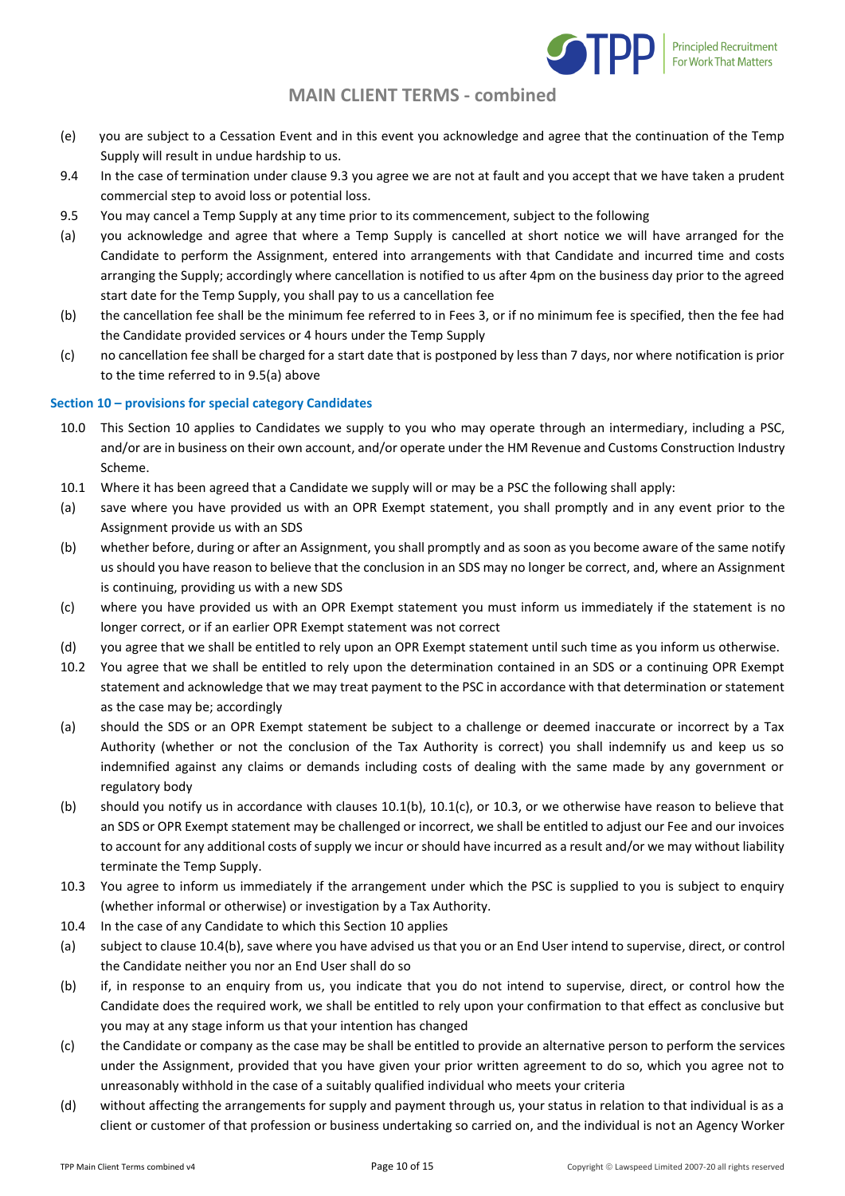(e) you are subject to a Cessation Event and in this event you acknowledge and agree that the continuation of the Temp Supply will result in undue hardship to us.

9.4 In the case of termination under clause 9.3 you agree we are not at fault and you accept that we have taken a prudent commercial step to avoid loss or potential loss.

9.5 You may cancel a Temp Supply at any time prior to its commencement, subject to the following

(a) you acknowledge and agree that where a Temp Supply is cancelled at short notice we will have arranged for the Candidate to perform the Assignment, entered into arrangements with that Candidate and incurred time and costs arranging the Supply; accordingly where cancellation is notified to us after 4pm on the business day prior to the agreed start date for the Temp Supply, you shall pay to us a cancellation fee

(b) the cancellation fee shall be the minimum fee referred to in Fees 3, or if no minimum fee is specified, then the fee had the Candidate provided services or 4 hours under the Temp Supply

(c) no cancellation fee shall be charged for a start date that is postponed by less than 7 days, nor where notification is prior to the time referred to in 9.5(a) above

### Section 10 – provisions for special category Candidates

10.0 This Section 10 applies to Candidates we supply to you who may operate through an intermediary, including a PSC, and/or are in business on their own account, and/or operate under the HM Revenue and Customs Construction Industry Scheme.

10.1 Where it has been agreed that a Candidate we supply will or may be a PSC the following shall apply:

(a) save where you have provided us with an OPR Exempt statement, you shall promptly and in any event prior to the Assignment provide us with an SDS

(b) whether before, during or after an Assignment, you shall promptly and as soon as you become aware of the same notify us should you have reason to believe that the conclusion in an SDS may no longer be correct, and, where an Assignment is continuing, providing us with a new SDS

(c) where you have provided us with an OPR Exempt statement you must inform us immediately if the statement is no longer correct, or if an earlier OPR Exempt statement was not correct

(d) you agree that we shall be entitled to rely upon an OPR Exempt statement until such time as you inform us otherwise.

10.2 You agree that we shall be entitled to rely upon the determination contained in an SDS or a continuing OPR Exempt statement and acknowledge that we may treat payment to the PSC in accordance with that determination or statement as the case may be; accordingly

(a) should the SDS or an OPR Exempt statement be subject to a challenge or deemed inaccurate or incorrect by a Tax Authority (whether or not the conclusion of the Tax Authority is correct) you shall indemnify us and keep us so indemnified against any claims or demands including costs of dealing with the same made by any government or regulatory body

(b) should you notify us in accordance with clauses 10.1(b), 10.1(c), or 10.3, or we otherwise have reason to believe that an SDS or OPR Exempt statement may be challenged or incorrect, we shall be entitled to adjust our Fee and our invoices to account for any additional costs of supply we incur or should have incurred as a result and/or we may without liability terminate the Temp Supply.

10.3 You agree to inform us immediately if the arrangement under which the PSC is supplied to you is subject to enquiry (whether informal or otherwise) or investigation by a Tax Authority.

10.4 In the case of any Candidate to which this Section 10 applies

(a) subject to clause 10.4(b), save where you have advised us that you or an End User intend to supervise, direct, or control the Candidate neither you nor an End User shall do so

(b) if, in response to an enquiry from us, you indicate that you do not intend to supervise, direct, or control how the Candidate does the required work, we shall be entitled to rely upon your confirmation to that effect as conclusive but you may at any stage inform us that your intention has changed

(c) the Candidate or company as the case may be shall be entitled to provide an alternative person to perform the services under the Assignment, provided that you have given your prior written agreement to do so, which you agree not to unreasonably withhold in the case of a suitably qualified individual who meets your criteria

(d) without affecting the arrangements for supply and payment through us, your status in relation to that individual is as a client or customer of that profession or business undertaking so carried on, and the individual is not an Agency Worker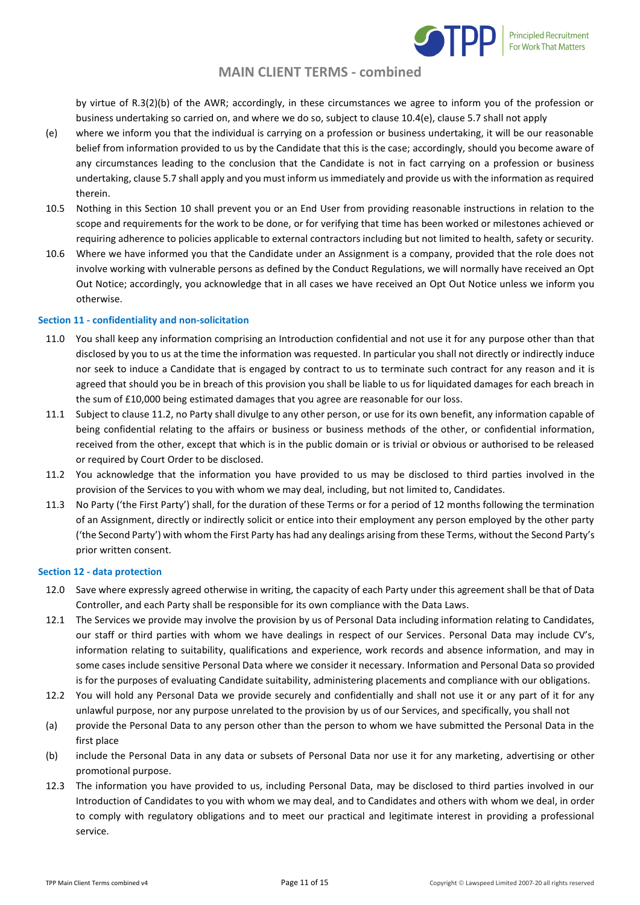by virtue of R.3(2)(b) of the AWR; accordingly, in these circumstances we agree to inform you of the profession or business undertaking so carried on, and where we do so, subject to clause 10.4(e), clause 5.7 shall not apply

(e) where we inform you that the individual is carrying on a profession or business undertaking, it will be our reasonable belief from information provided to us by the Candidate that this is the case; accordingly, should you become aware of any circumstances leading to the conclusion that the Candidate is not in fact carrying on a profession or business undertaking, clause 5.7 shall apply and you must inform us immediately and provide us with the information as required therein.

10.5 Nothing in this Section 10 shall prevent you or an End User from providing reasonable instructions in relation to the scope and requirements for the work to be done, or for verifying that time has been worked or milestones achieved or requiring adherence to policies applicable to external contractors including but not limited to health, safety or security.

10.6 Where we have informed you that the Candidate under an Assignment is a company, provided that the role does not involve working with vulnerable persons as defined by the Conduct Regulations, we will normally have received an Opt Out Notice; accordingly, you acknowledge that in all cases we have received an Opt Out Notice unless we inform you otherwise.

**Section 11 - confidentiality and non-solicitation**

11.0 You shall keep any information comprising an Introduction confidential and not use it for any purpose other than that disclosed by you to us at the time the information was requested. In particular you shall not directly or indirectly induce nor seek to induce a Candidate that is engaged by contract to us to terminate such contract for any reason and it is agreed that should you be in breach of this provision you shall be liable to us for liquidated damages for each breach in the sum of £10,000 being estimated damages that you agree are reasonable for our loss.

11.1 Subject to clause 11.2, no Party shall divulge to any other person, or use for its own benefit, any information capable of being confidential relating to the affairs or business or business methods of the other, or confidential information, received from the other, except that which is in the public domain or is trivial or obvious or authorised to be released or required by Court Order to be disclosed.

11.2 You acknowledge that the information you have provided to us may be disclosed to third parties involved in the provision of the Services to you with whom we may deal, including, but not limited to, Candidates.

11.3 No Party ('the First Party') shall, for the duration of these Terms or for a period of 12 months following the termination of an Assignment, directly or indirectly solicit or entice into their employment any person employed by the other party ('the Second Party') with whom the First Party has had any dealings arising from these Terms, without the Second Party's prior written consent.

**Section 12 - data protection**

12.0 Save where expressly agreed otherwise in writing, the capacity of each Party under this agreement shall be that of Data Controller, and each Party shall be responsible for its own compliance with the Data Laws.

12.1 The Services we provide may involve the provision by us of Personal Data including information relating to Candidates, our staff or third parties with whom we have dealings in respect of our Services. Personal Data may include CV's, information relating to suitability, qualifications and experience, work records and absence information, and may in some cases include sensitive Personal Data where we consider it necessary. Information and Personal Data so provided is for the purposes of evaluating Candidate suitability, administering placements and compliance with our obligations.

12.2 You will hold any Personal Data we provide securely and confidentially and shall not use it or any part of it for any unlawful purpose, nor any purpose unrelated to the provision by us of our Services, and specifically, you shall not

(a) provide the Personal Data to any person other than the person to whom we have submitted the Personal Data in the first place

(b) include the Personal Data in any data or subsets of Personal Data nor use it for any marketing, advertising or other promotional purpose.

12.3 The information you have provided to us, including Personal Data, may be disclosed to third parties involved in our Introduction of Candidates to you with whom we may deal, and to Candidates and others with whom we deal, in order to comply with regulatory obligations and to meet our practical and legitimate interest in providing a professional service.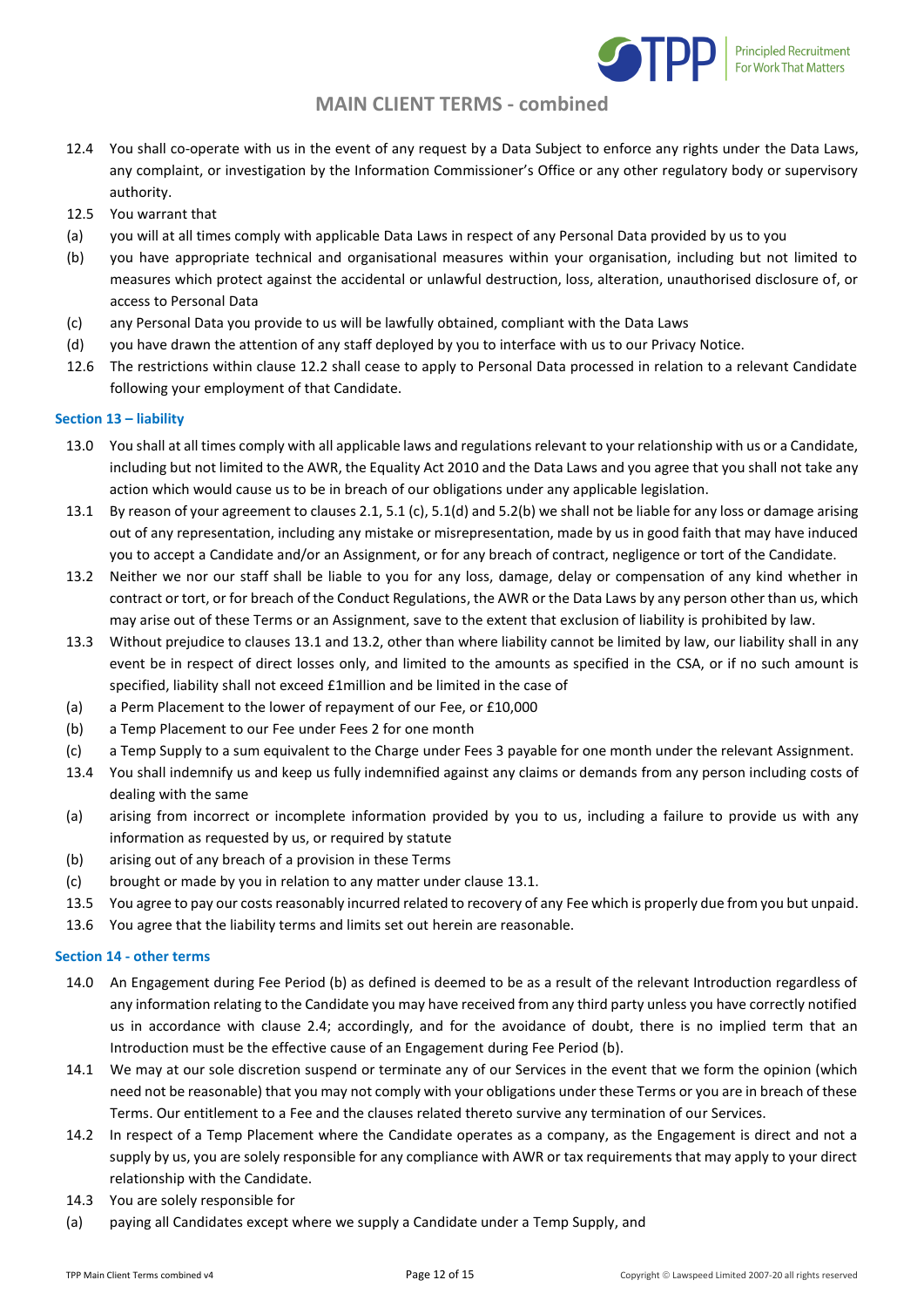12.4 You shall co-operate with us in the event of any request by a Data Subject to enforce any rights under the Data Laws, any complaint, or investigation by the Information Commissioner's Office or any other regulatory body or supervisory authority.

12.5 You warrant that

(a) you will at all times comply with applicable Data Laws in respect of any Personal Data provided by us to you

(b) you have appropriate technical and organisational measures within your organisation, including but not limited to measures which protect against the accidental or unlawful destruction, loss, alteration, unauthorised disclosure of, or access to Personal Data

(c) any Personal Data you provide to us will be lawfully obtained, compliant with the Data Laws

(d) you have drawn the attention of any staff deployed by you to interface with us to our Privacy Notice.

12.6 The restrictions within clause 12.2 shall cease to apply to Personal Data processed in relation to a relevant Candidate following your employment of that Candidate.

### Section 13 – liability

13.0 You shall at all times comply with all applicable laws and regulations relevant to your relationship with us or a Candidate, including but not limited to the AWR, the Equality Act 2010 and the Data Laws and you agree that you shall not take any action which would cause us to be in breach of our obligations under any applicable legislation.

13.1 By reason of your agreement to clauses 2.1, 5.1 (c), 5.1(d) and 5.2(b) we shall not be liable for any loss or damage arising out of any representation, including any mistake or misrepresentation, made by us in good faith that may have induced you to accept a Candidate and/or an Assignment, or for any breach of contract, negligence or tort of the Candidate.

13.2 Neither we nor our staff shall be liable to you for any loss, damage, delay or compensation of any kind whether in contract or tort, or for breach of the Conduct Regulations, the AWR or the Data Laws by any person other than us, which may arise out of these Terms or an Assignment, save to the extent that exclusion of liability is prohibited by law.

13.3 Without prejudice to clauses 13.1 and 13.2, other than where liability cannot be limited by law, our liability shall in any event be in respect of direct losses only, and limited to the amounts as specified in the CSA, or if no such amount is specified, liability shall not exceed £1million and be limited in the case of

(a) a Perm Placement to the lower of repayment of our Fee, or £10,000

(b) a Temp Placement to our Fee under Fees 2 for one month

(c) a Temp Supply to a sum equivalent to the Charge under Fees 3 payable for one month under the relevant Assignment.

13.4 You shall indemnify us and keep us fully indemnified against any claims or demands from any person including costs of dealing with the same

(a) arising from incorrect or incomplete information provided by you to us, including a failure to provide us with any information as requested by us, or required by statute

(b) arising out of any breach of a provision in these Terms

(c) brought or made by you in relation to any matter under clause 13.1.

13.5 You agree to pay our costs reasonably incurred related to recovery of any Fee which is properly due from you but unpaid.

13.6 You agree that the liability terms and limits set out herein are reasonable.

### Section 14 - other terms

14.0 An Engagement during Fee Period (b) as defined is deemed to be as a result of the relevant Introduction regardless of any information relating to the Candidate you may have received from any third party unless you have correctly notified us in accordance with clause 2.4; accordingly, and for the avoidance of doubt, there is no implied term that an Introduction must be the effective cause of an Engagement during Fee Period (b).

14.1 We may at our sole discretion suspend or terminate any of our Services in the event that we form the opinion (which need not be reasonable) that you may not comply with your obligations under these Terms or you are in breach of these Terms. Our entitlement to a Fee and the clauses related thereto survive any termination of our Services.

14.2 In respect of a Temp Placement where the Candidate operates as a company, as the Engagement is direct and not a supply by us, you are solely responsible for any compliance with AWR or tax requirements that may apply to your direct relationship with the Candidate.

14.3 You are solely responsible for

(a) paying all Candidates except where we supply a Candidate under a Temp Supply, and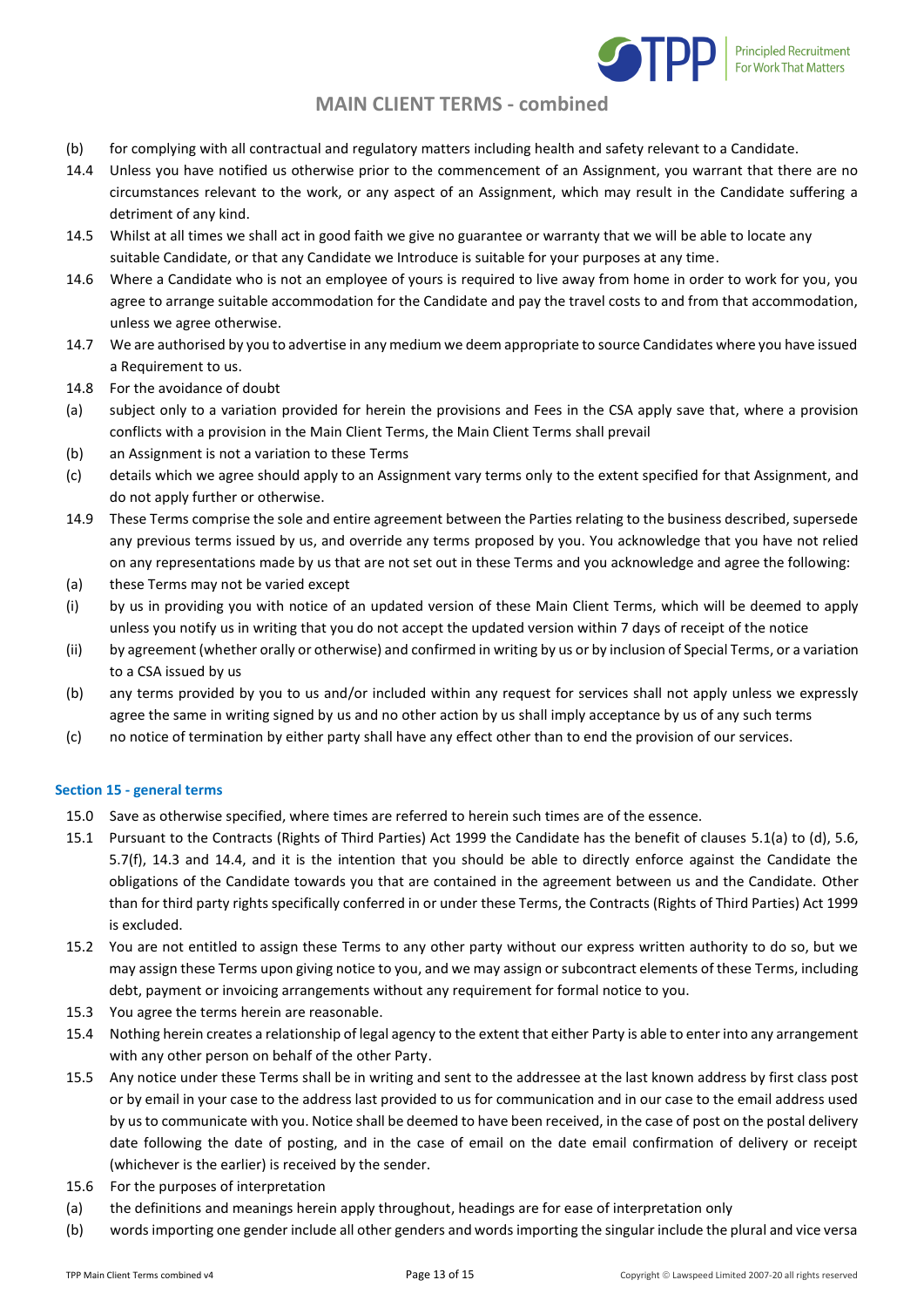(b) for complying with all contractual and regulatory matters including health and safety relevant to a Candidate.

14.4 Unless you have notified us otherwise prior to the commencement of an Assignment, you warrant that there are no circumstances relevant to the work, or any aspect of an Assignment, which may result in the Candidate suffering a detriment of any kind.

14.5 Whilst at all times we shall act in good faith we give no guarantee or warranty that we will be able to locate any suitable Candidate, or that any Candidate we Introduce is suitable for your purposes at any time.

14.6 Where a Candidate who is not an employee of yours is required to live away from home in order to work for you, you agree to arrange suitable accommodation for the Candidate and pay the travel costs to and from that accommodation, unless we agree otherwise.

14.7 We are authorised by you to advertise in any medium we deem appropriate to source Candidates where you have issued a Requirement to us.

14.8 For the avoidance of doubt

(a) subject only to a variation provided for herein the provisions and Fees in the CSA apply save that, where a provision conflicts with a provision in the Main Client Terms, the Main Client Terms shall prevail

(b) an Assignment is not a variation to these Terms

(c) details which we agree should apply to an Assignment vary terms only to the extent specified for that Assignment, and do not apply further or otherwise.

14.9 These Terms comprise the sole and entire agreement between the Parties relating to the business described, supersede any previous terms issued by us, and override any terms proposed by you. You acknowledge that you have not relied on any representations made by us that are not set out in these Terms and you acknowledge and agree the following:

(a) these Terms may not be varied except

(i) by us in providing you with notice of an updated version of these Main Client Terms, which will be deemed to apply unless you notify us in writing that you do not accept the updated version within 7 days of receipt of the notice

(ii) by agreement (whether orally or otherwise) and confirmed in writing by us or by inclusion of Special Terms, or a variation to a CSA issued by us

(b) any terms provided by you to us and/or included within any request for services shall not apply unless we expressly agree the same in writing signed by us and no other action by us shall imply acceptance by us of any such terms

(c) no notice of termination by either party shall have any effect other than to end the provision of our services.

### Section 15 - general terms

15.0 Save as otherwise specified, where times are referred to herein such times are of the essence.

15.1 Pursuant to the Contracts (Rights of Third Parties) Act 1999 the Candidate has the benefit of clauses 5.1(a) to (d), 5.6, 5.7(f), 14.3 and 14.4, and it is the intention that you should be able to directly enforce against the Candidate the obligations of the Candidate towards you that are contained in the agreement between us and the Candidate. Other than for third party rights specifically conferred in or under these Terms, the Contracts (Rights of Third Parties) Act 1999 is excluded.

15.2 You are not entitled to assign these Terms to any other party without our express written authority to do so, but we may assign these Terms upon giving notice to you, and we may assign or subcontract elements of these Terms, including debt, payment or invoicing arrangements without any requirement for formal notice to you.

15.3 You agree the terms herein are reasonable.

15.4 Nothing herein creates a relationship of legal agency to the extent that either Party is able to enter into any arrangement with any other person on behalf of the other Party.

15.5 Any notice under these Terms shall be in writing and sent to the addressee at the last known address by first class post or by email in your case to the address last provided to us for communication and in our case to the email address used by us to communicate with you. Notice shall be deemed to have been received, in the case of post on the postal delivery date following the date of posting, and in the case of email on the date email confirmation of delivery or receipt (whichever is the earlier) is received by the sender.

15.6 For the purposes of interpretation

(a) the definitions and meanings herein apply throughout, headings are for ease of interpretation only

(b) words importing one gender include all other genders and words importing the singular include the plural and vice versa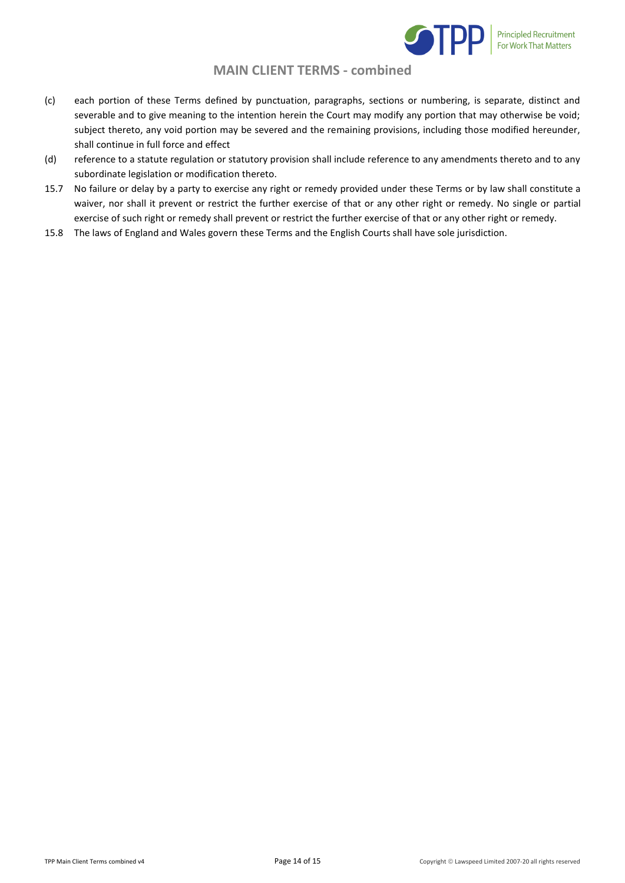(c) each portion of these Terms defined by punctuation, paragraphs, sections or numbering, is separate, distinct and severable and to give meaning to the intention herein the Court may modify any portion that may otherwise be void; subject thereto, any void portion may be severed and the remaining provisions, including those modified hereunder, shall continue in full force and effect

(d) reference to a statute regulation or statutory provision shall include reference to any amendments thereto and to any subordinate legislation or modification thereto.

15.7 No failure or delay by a party to exercise any right or remedy provided under these Terms or by law shall constitute a waiver, nor shall it prevent or restrict the further exercise of that or any other right or remedy. No single or partial exercise of such right or remedy shall prevent or restrict the further exercise of that or any other right or remedy.

15.8 The laws of England and Wales govern these Terms and the English Courts shall have sole jurisdiction.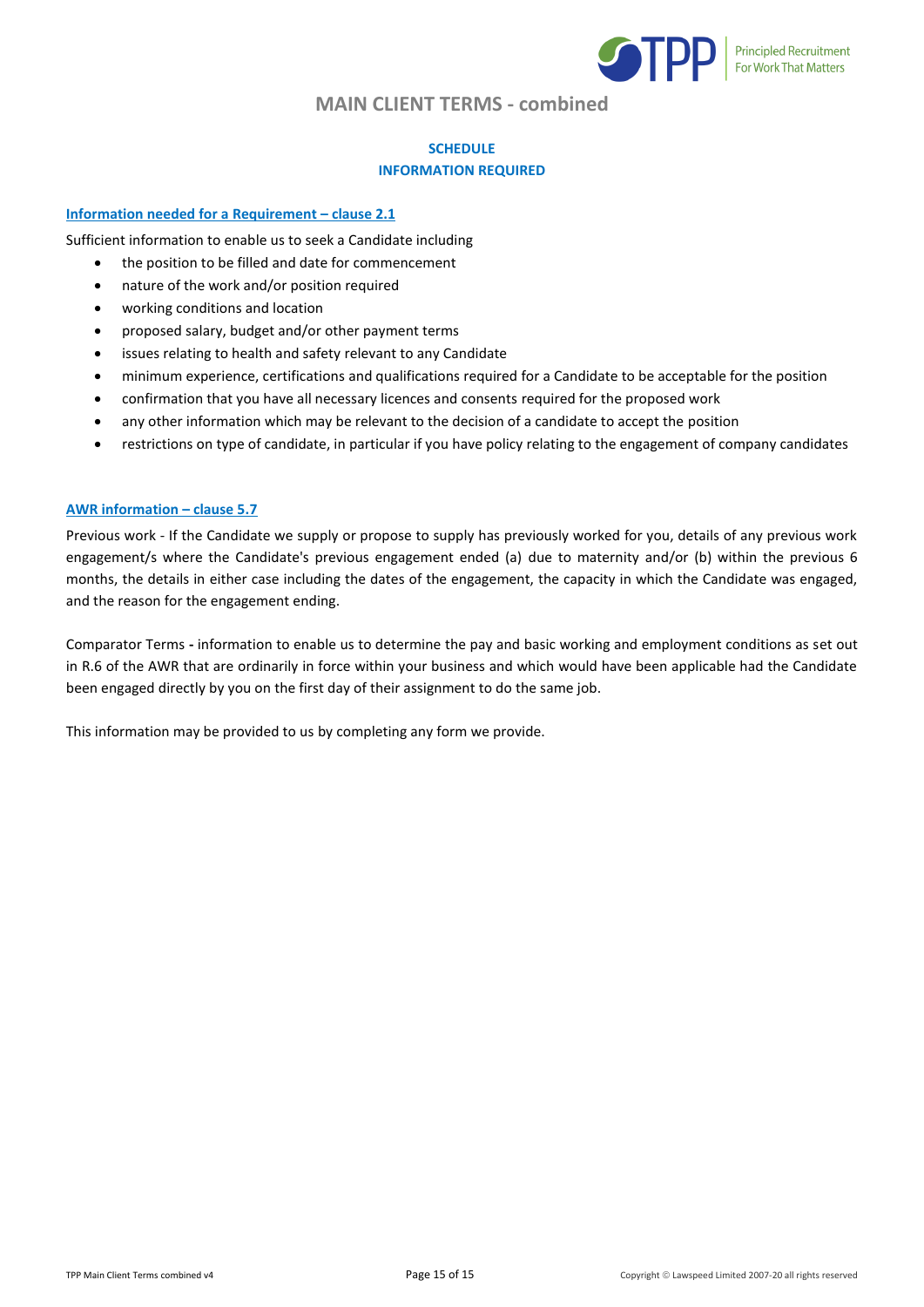## MAIN CLIENT TERMS - combined

### SCHEDULE
### INFORMATION REQUIRED

**Information needed for a Requirement – clause 2.1**

Sufficient information to enable us to seek a Candidate including

- the position to be filled and date for commencement
- nature of the work and/or position required
- working conditions and location
- proposed salary, budget and/or other payment terms
- issues relating to health and safety relevant to any Candidate
- minimum experience, certifications and qualifications required for a Candidate to be acceptable for the position
- confirmation that you have all necessary licences and consents required for the proposed work
- any other information which may be relevant to the decision of a candidate to accept the position
- restrictions on type of candidate, in particular if you have policy relating to the engagement of company candidates

**AWR information – clause 5.7**

Previous work - If the Candidate we supply or propose to supply has previously worked for you, details of any previous work engagement/s where the Candidate's previous engagement ended (a) due to maternity and/or (b) within the previous 6 months, the details in either case including the dates of the engagement, the capacity in which the Candidate was engaged, and the reason for the engagement ending.

Comparator Terms **-** information to enable us to determine the pay and basic working and employment conditions as set out in R.6 of the AWR that are ordinarily in force within your business and which would have been applicable had the Candidate been engaged directly by you on the first day of their assignment to do the same job.

This information may be provided to us by completing any form we provide.